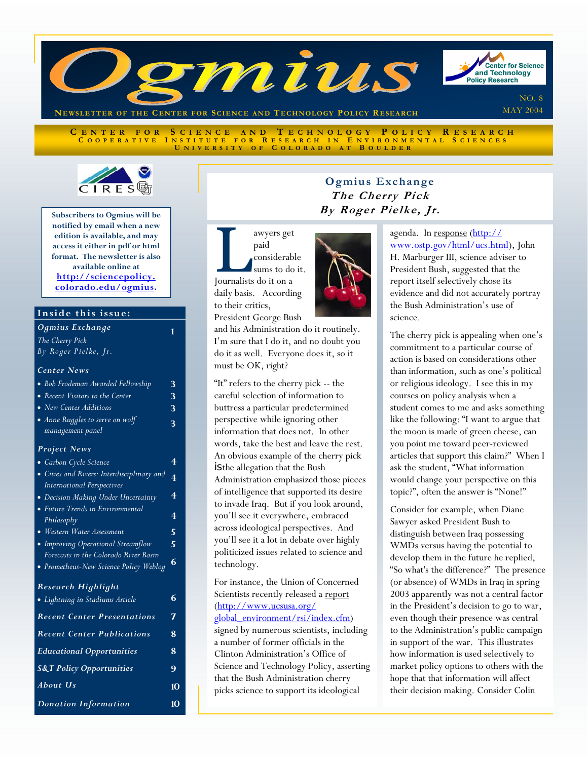# Ogmius

**Newsletter of the Center for Science and Technology Policy Research**

NO. 8
MAY 2004

Center for Science and Technology Policy Research
Cooperative Institute for Research in Environmental Sciences
University of Colorado at Boulder

Subscribers to Ogmius will be notified by email when a new edition is available, and may access it either in pdf or html format. The newsletter is also available online at **http://sciencepolicy.colorado.edu/ogmius**.

## Inside this issue:

| | |
|---|---|
| ***Ogmius Exchange*** *The Cherry Pick By Roger Pielke, Jr.* | 1 |
| ***Center News*** | |
| • *Bob Frodeman Awarded Fellowship* | 3 |
| • *Recent Visitors to the Center* | 3 |
| • *New Center Additions* | 3 |
| • *Anne Ruggles to serve on wolf management panel* | 3 |
| ***Project News*** | |
| • *Carbon Cycle Science* | 4 |
| • *Cities and Rivers: Interdisciplinary and International Perspectives* | 4 |
| • *Decision Making Under Uncertainty* | 4 |
| • *Future Trends in Environmental Philosophy* | 4 |
| • *Western Water Assessment* | 5 |
| • *Improving Operational Streamflow Forecasts in the Colorado River Basin* | 5 |
| • *Prometheus-New Science Policy Weblog* | 6 |
| ***Research Highlight*** | |
| • *Lightning in Stadiums Article* | 6 |
| ***Recent Center Presentations*** | 7 |
| ***Recent Center Publications*** | 8 |
| ***Educational Opportunities*** | 8 |
| ***S&T Policy Opportunities*** | 9 |
| ***About Us*** | 10 |
| ***Donation Information*** | 10 |

## Ogmius Exchange
### *The Cherry Pick*
### *By Roger Pielke, Jr.*

Lawyers get paid considerable sums to do it. Journalists do it on a daily basis. According to their critics, President George Bush and his Administration do it routinely. I'm sure that I do it, and no doubt you do it as well. Everyone does it, so it must be OK, right?

"It" refers to the cherry pick -- the careful selection of information to buttress a particular predetermined perspective while ignoring other information that does not. In other words, take the best and leave the rest. An obvious example of the cherry pick is the allegation that the Bush Administration emphasized those pieces of intelligence that supported its desire to invade Iraq. But if you look around, you'll see it everywhere, embraced across ideological perspectives. And you'll see it a lot in debate over highly politicized issues related to science and technology.

For instance, the Union of Concerned Scientists recently released a report (http://www.ucsusa.org/global_environment/rsi/index.cfm) signed by numerous scientists, including a number of former officials in the Clinton Administration's Office of Science and Technology Policy, asserting that the Bush Administration cherry picks science to support its ideological agenda. In response (http://www.ostp.gov/html/ucs.html), John H. Marburger III, science adviser to President Bush, suggested that the report itself selectively chose its evidence and did not accurately portray the Bush Administration's use of science.

The cherry pick is appealing when one's commitment to a particular course of action is based on considerations other than information, such as one's political or religious ideology. I see this in my courses on policy analysis when a student comes to me and asks something like the following: "I want to argue that the moon is made of green cheese, can you point me toward peer-reviewed articles that support this claim?" When I ask the student, "What information would change your perspective on this topic?", often the answer is "None!"

Consider for example, when Diane Sawyer asked President Bush to distinguish between Iraq possessing WMDs versus having the potential to develop them in the future he replied, "So what's the difference?" The presence (or absence) of WMDs in Iraq in spring 2003 apparently was not a central factor in the President's decision to go to war, even though their presence was central to the Administration's public campaign in support of the war. This illustrates how information is used selectively to market policy options to others with the hope that that information will affect their decision making. Consider Colin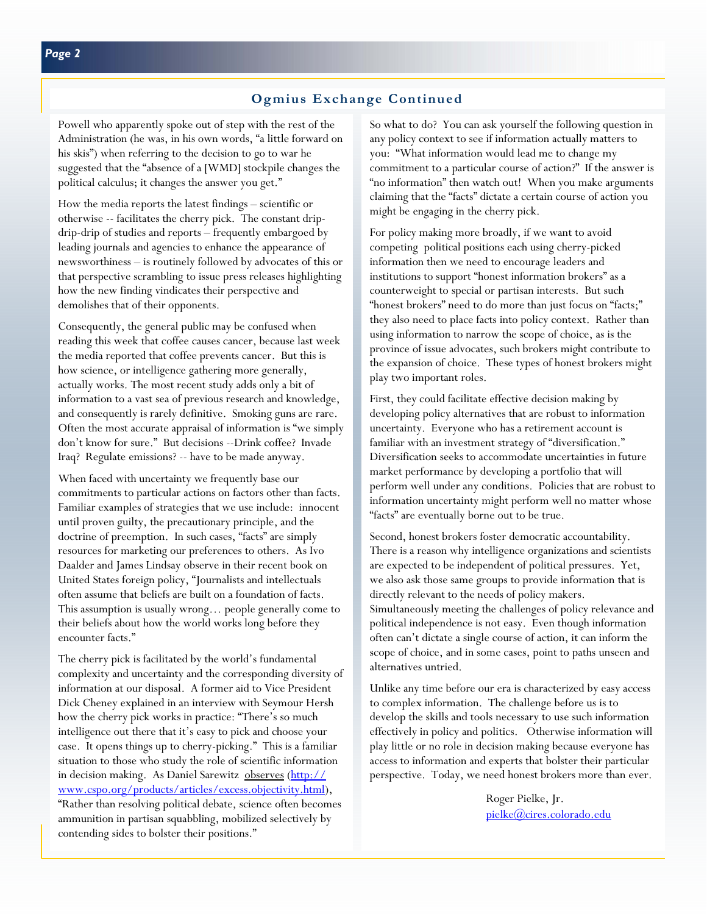## Ogmius Exchange Continued

Powell who apparently spoke out of step with the rest of the Administration (he was, in his own words, "a little forward on his skis") when referring to the decision to go to war he suggested that the "absence of a [WMD] stockpile changes the political calculus; it changes the answer you get."

How the media reports the latest findings – scientific or otherwise -- facilitates the cherry pick. The constant drip-drip-drip of studies and reports – frequently embargoed by leading journals and agencies to enhance the appearance of newsworthiness – is routinely followed by advocates of this or that perspective scrambling to issue press releases highlighting how the new finding vindicates their perspective and demolishes that of their opponents.

Consequently, the general public may be confused when reading this week that coffee causes cancer, because last week the media reported that coffee prevents cancer. But this is how science, or intelligence gathering more generally, actually works. The most recent study adds only a bit of information to a vast sea of previous research and knowledge, and consequently is rarely definitive. Smoking guns are rare. Often the most accurate appraisal of information is "we simply don't know for sure." But decisions --Drink coffee? Invade Iraq? Regulate emissions? -- have to be made anyway.

When faced with uncertainty we frequently base our commitments to particular actions on factors other than facts. Familiar examples of strategies that we use include: innocent until proven guilty, the precautionary principle, and the doctrine of preemption. In such cases, "facts" are simply resources for marketing our preferences to others. As Ivo Daalder and James Lindsay observe in their recent book on United States foreign policy, "Journalists and intellectuals often assume that beliefs are built on a foundation of facts. This assumption is usually wrong… people generally come to their beliefs about how the world works long before they encounter facts."

The cherry pick is facilitated by the world's fundamental complexity and uncertainty and the corresponding diversity of information at our disposal. A former aid to Vice President Dick Cheney explained in an interview with Seymour Hersh how the cherry pick works in practice: "There's so much intelligence out there that it's easy to pick and choose your case. It opens things up to cherry-picking." This is a familiar situation to those who study the role of scientific information in decision making. As Daniel Sarewitz observes (http://www.cspo.org/products/articles/excess.objectivity.html), "Rather than resolving political debate, science often becomes ammunition in partisan squabbling, mobilized selectively by contending sides to bolster their positions."

So what to do? You can ask yourself the following question in any policy context to see if information actually matters to you: "What information would lead me to change my commitment to a particular course of action?" If the answer is "no information" then watch out! When you make arguments claiming that the "facts" dictate a certain course of action you might be engaging in the cherry pick.

For policy making more broadly, if we want to avoid competing political positions each using cherry-picked information then we need to encourage leaders and institutions to support "honest information brokers" as a counterweight to special or partisan interests. But such "honest brokers" need to do more than just focus on "facts;" they also need to place facts into policy context. Rather than using information to narrow the scope of choice, as is the province of issue advocates, such brokers might contribute to the expansion of choice. These types of honest brokers might play two important roles.

First, they could facilitate effective decision making by developing policy alternatives that are robust to information uncertainty. Everyone who has a retirement account is familiar with an investment strategy of "diversification." Diversification seeks to accommodate uncertainties in future market performance by developing a portfolio that will perform well under any conditions. Policies that are robust to information uncertainty might perform well no matter whose "facts" are eventually borne out to be true.

Second, honest brokers foster democratic accountability. There is a reason why intelligence organizations and scientists are expected to be independent of political pressures. Yet, we also ask those same groups to provide information that is directly relevant to the needs of policy makers. Simultaneously meeting the challenges of policy relevance and political independence is not easy. Even though information often can't dictate a single course of action, it can inform the scope of choice, and in some cases, point to paths unseen and alternatives untried.

Unlike any time before our era is characterized by easy access to complex information. The challenge before us is to develop the skills and tools necessary to use such information effectively in policy and politics. Otherwise information will play little or no role in decision making because everyone has access to information and experts that bolster their particular perspective. Today, we need honest brokers more than ever.

Roger Pielke, Jr.
pielke@cires.colorado.edu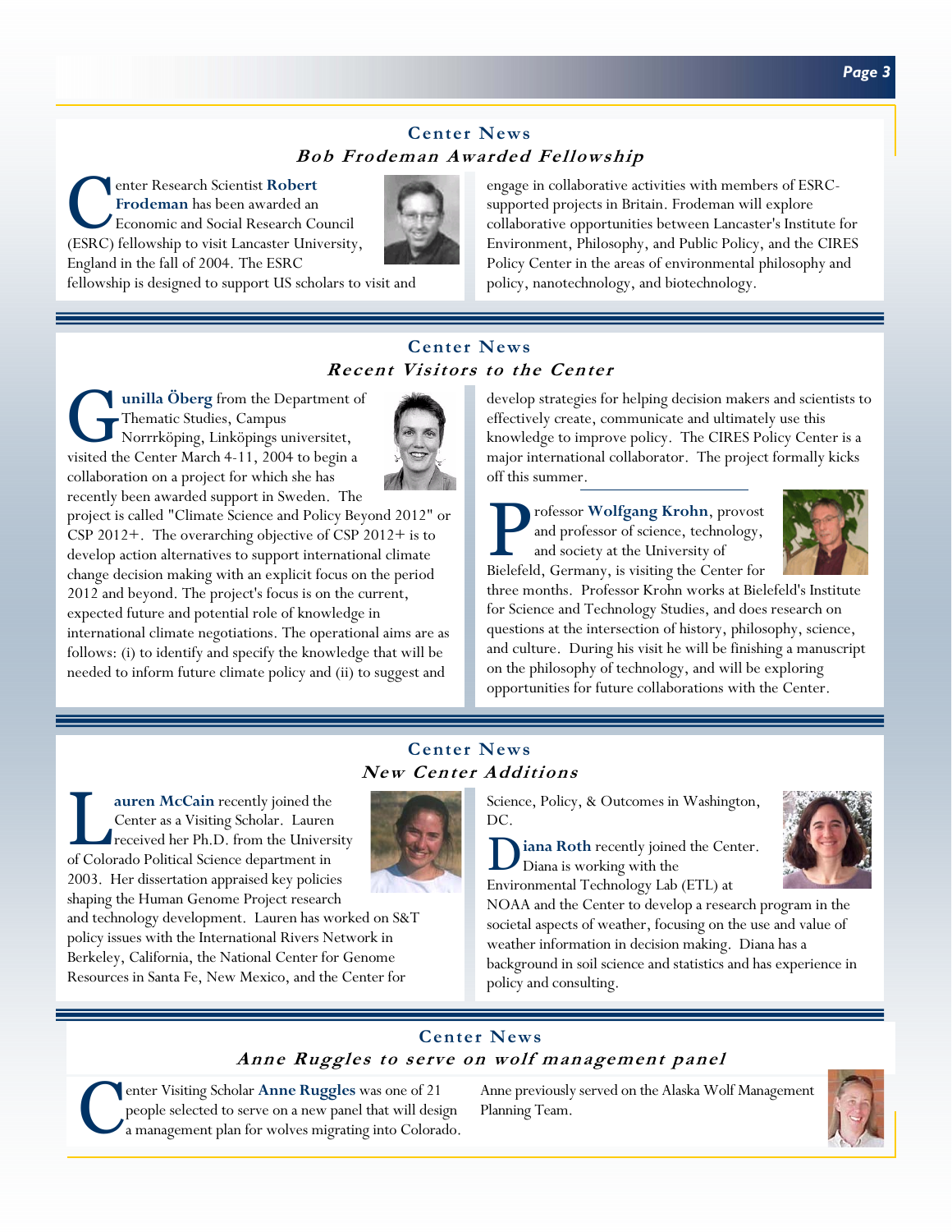## Center News

### Bob Frodeman Awarded Fellowship

Center Research Scientist **Robert Frodeman** has been awarded an Economic and Social Research Council (ESRC) fellowship to visit Lancaster University, England in the fall of 2004. The ESRC fellowship is designed to support US scholars to visit and engage in collaborative activities with members of ESRC-supported projects in Britain. Frodeman will explore collaborative opportunities between Lancaster's Institute for Environment, Philosophy, and Public Policy, and the CIRES Policy Center in the areas of environmental philosophy and policy, nanotechnology, and biotechnology.

## Center News

### Recent Visitors to the Center

**Gunilla Öberg** from the Department of Thematic Studies, Campus Norrrköping, Linköpings universitet, visited the Center March 4-11, 2004 to begin a collaboration on a project for which she has recently been awarded support in Sweden. The project is called "Climate Science and Policy Beyond 2012" or CSP 2012+. The overarching objective of CSP 2012+ is to develop action alternatives to support international climate change decision making with an explicit focus on the period 2012 and beyond. The project's focus is on the current, expected future and potential role of knowledge in international climate negotiations. The operational aims are as follows: (i) to identify and specify the knowledge that will be needed to inform future climate policy and (ii) to suggest and develop strategies for helping decision makers and scientists to effectively create, communicate and ultimately use this knowledge to improve policy. The CIRES Policy Center is a major international collaborator. The project formally kicks off this summer.

Professor **Wolfgang Krohn**, provost and professor of science, technology, and society at the University of Bielefeld, Germany, is visiting the Center for three months. Professor Krohn works at Bielefeld's Institute for Science and Technology Studies, and does research on questions at the intersection of history, philosophy, science, and culture. During his visit he will be finishing a manuscript on the philosophy of technology, and will be exploring opportunities for future collaborations with the Center.

## Center News

### New Center Additions

**Lauren McCain** recently joined the Center as a Visiting Scholar. Lauren received her Ph.D. from the University of Colorado Political Science department in 2003. Her dissertation appraised key policies shaping the Human Genome Project research and technology development. Lauren has worked on S&T policy issues with the International Rivers Network in Berkeley, California, the National Center for Genome Resources in Santa Fe, New Mexico, and the Center for Science, Policy, & Outcomes in Washington, DC.

**Diana Roth** recently joined the Center. Diana is working with the Environmental Technology Lab (ETL) at NOAA and the Center to develop a research program in the societal aspects of weather, focusing on the use and value of weather information in decision making. Diana has a background in soil science and statistics and has experience in policy and consulting.

## Center News

### Anne Ruggles to serve on wolf management panel

Center Visiting Scholar **Anne Ruggles** was one of 21 people selected to serve on a new panel that will design a management plan for wolves migrating into Colorado. Anne previously served on the Alaska Wolf Management Planning Team.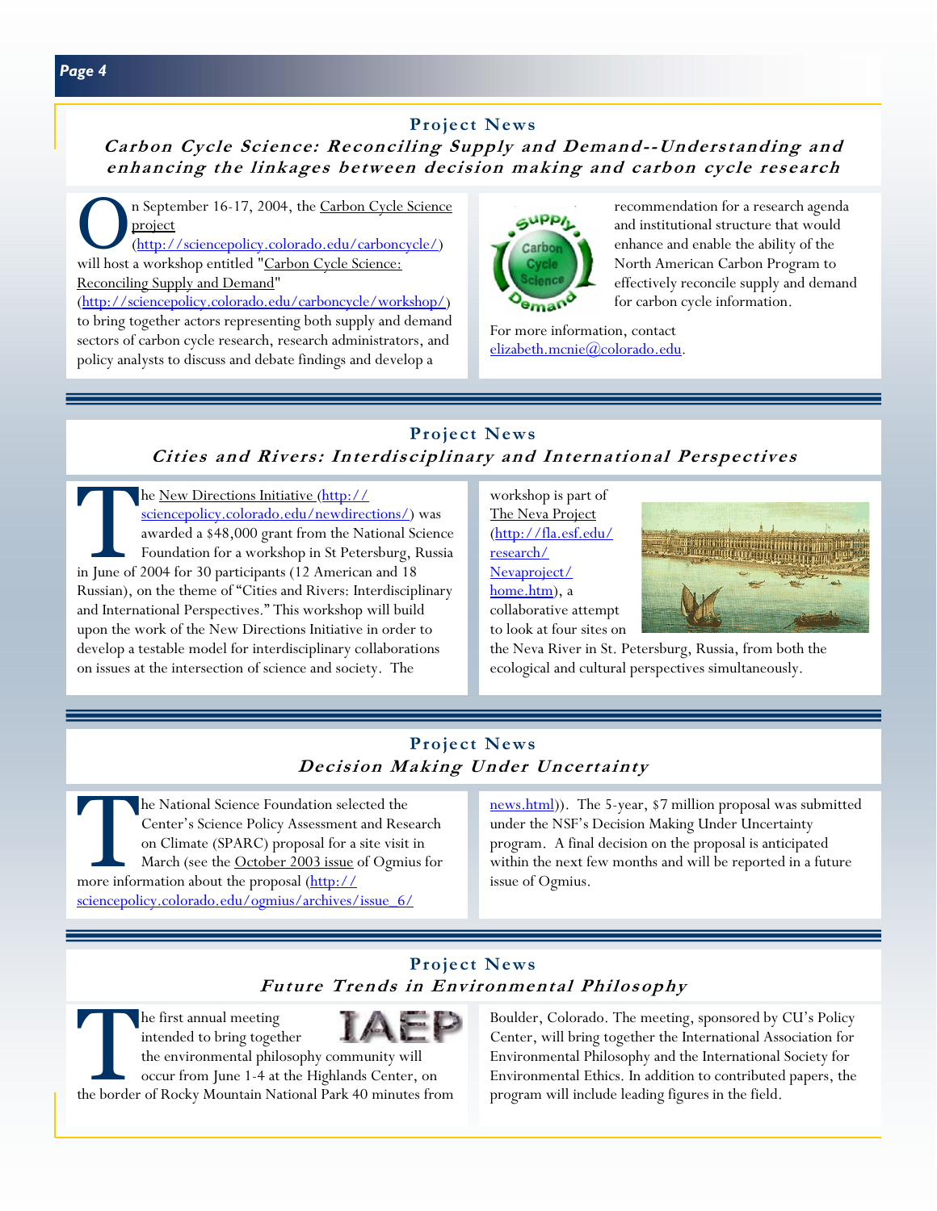## Project News

### *Carbon Cycle Science: Reconciling Supply and Demand--Understanding and enhancing the linkages between decision making and carbon cycle research*

On September 16-17, 2004, the Carbon Cycle Science project (http://sciencepolicy.colorado.edu/carboncycle/) will host a workshop entitled "Carbon Cycle Science: Reconciling Supply and Demand" (http://sciencepolicy.colorado.edu/carboncycle/workshop/) to bring together actors representing both supply and demand sectors of carbon cycle research, research administrators, and policy analysts to discuss and debate findings and develop a recommendation for a research agenda and institutional structure that would enhance and enable the ability of the North American Carbon Program to effectively reconcile supply and demand for carbon cycle information.

For more information, contact elizabeth.mcnie@colorado.edu.

## Project News

### *Cities and Rivers: Interdisciplinary and International Perspectives*

The New Directions Initiative (http://sciencepolicy.colorado.edu/newdirections/) was awarded a $48,000 grant from the National Science Foundation for a workshop in St Petersburg, Russia in June of 2004 for 30 participants (12 American and 18 Russian), on the theme of "Cities and Rivers: Interdisciplinary and International Perspectives." This workshop will build upon the work of the New Directions Initiative in order to develop a testable model for interdisciplinary collaborations on issues at the intersection of science and society. The workshop is part of The Neva Project (http://fla.esf.edu/research/Nevaproject/home.htm), a collaborative attempt to look at four sites on the Neva River in St. Petersburg, Russia, from both the ecological and cultural perspectives simultaneously.

## Project News

### *Decision Making Under Uncertainty*

The National Science Foundation selected the Center's Science Policy Assessment and Research on Climate (SPARC) proposal for a site visit in March (see the October 2003 issue of Ogmius for more information about the proposal (http://sciencepolicy.colorado.edu/ogmius/archives/issue_6/news.html)). The 5-year, $7 million proposal was submitted under the NSF's Decision Making Under Uncertainty program. A final decision on the proposal is anticipated within the next few months and will be reported in a future issue of Ogmius.

## Project News

### *Future Trends in Environmental Philosophy*

The first annual meeting intended to bring together the environmental philosophy community will occur from June 1-4 at the Highlands Center, on the border of Rocky Mountain National Park 40 minutes from Boulder, Colorado. The meeting, sponsored by CU's Policy Center, will bring together the International Association for Environmental Philosophy and the International Society for Environmental Ethics. In addition to contributed papers, the program will include leading figures in the field.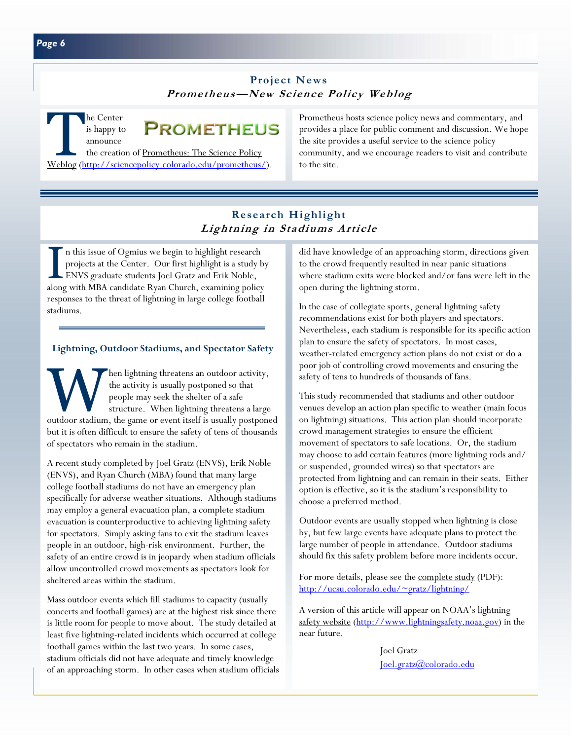## Project News

### *Prometheus—New Science Policy Weblog*

The Center is happy to announce the creation of Prometheus: The Science Policy Weblog (http://sciencepolicy.colorado.edu/prometheus/).

PROMETHEUS

Prometheus hosts science policy news and commentary, and provides a place for public comment and discussion. We hope the site provides a useful service to the science policy community, and we encourage readers to visit and contribute to the site.

## Research Highlight

### *Lightning in Stadiums Article*

In this issue of Ogmius we begin to highlight research projects at the Center. Our first highlight is a study by ENVS graduate students Joel Gratz and Erik Noble, along with MBA candidate Ryan Church, examining policy responses to the threat of lightning in large college football stadiums.

#### Lightning, Outdoor Stadiums, and Spectator Safety

When lightning threatens an outdoor activity, the activity is usually postponed so that people may seek the shelter of a safe structure. When lightning threatens a large outdoor stadium, the game or event itself is usually postponed but it is often difficult to ensure the safety of tens of thousands of spectators who remain in the stadium.

A recent study completed by Joel Gratz (ENVS), Erik Noble (ENVS), and Ryan Church (MBA) found that many large college football stadiums do not have an emergency plan specifically for adverse weather situations. Although stadiums may employ a general evacuation plan, a complete stadium evacuation is counterproductive to achieving lightning safety for spectators. Simply asking fans to exit the stadium leaves people in an outdoor, high-risk environment. Further, the safety of an entire crowd is in jeopardy when stadium officials allow uncontrolled crowd movements as spectators look for sheltered areas within the stadium.

Mass outdoor events which fill stadiums to capacity (usually concerts and football games) are at the highest risk since there is little room for people to move about. The study detailed at least five lightning-related incidents which occurred at college football games within the last two years. In some cases, stadium officials did not have adequate and timely knowledge of an approaching storm. In other cases when stadium officials did have knowledge of an approaching storm, directions given to the crowd frequently resulted in near panic situations where stadium exits were blocked and/or fans were left in the open during the lightning storm.

In the case of collegiate sports, general lightning safety recommendations exist for both players and spectators. Nevertheless, each stadium is responsible for its specific action plan to ensure the safety of spectators. In most cases, weather-related emergency action plans do not exist or do a poor job of controlling crowd movements and ensuring the safety of tens to hundreds of thousands of fans.

This study recommended that stadiums and other outdoor venues develop an action plan specific to weather (main focus on lightning) situations. This action plan should incorporate crowd management strategies to ensure the efficient movement of spectators to safe locations. Or, the stadium may choose to add certain features (more lightning rods and/or suspended, grounded wires) so that spectators are protected from lightning and can remain in their seats. Either option is effective, so it is the stadium's responsibility to choose a preferred method.

Outdoor events are usually stopped when lightning is close by, but few large events have adequate plans to protect the large number of people in attendance. Outdoor stadiums should fix this safety problem before more incidents occur.

For more details, please see the complete study (PDF): http://ucsu.colorado.edu/~gratz/lightning/

A version of this article will appear on NOAA's lightning safety website (http://www.lightningsafety.noaa.gov) in the near future.

Joel Gratz
Joel.gratz@colorado.edu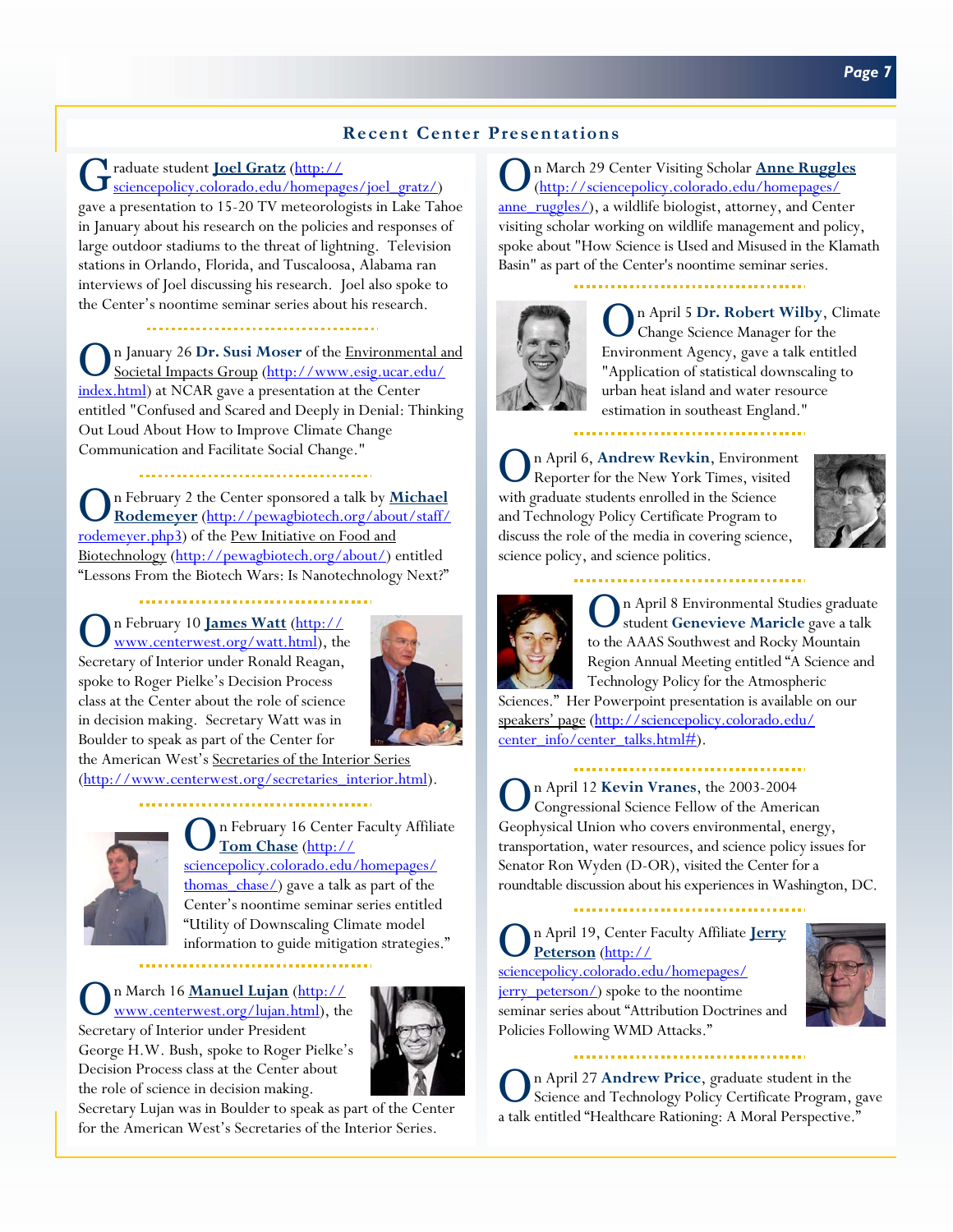## Recent Center Presentations

Graduate student **Joel Gratz** (http://sciencepolicy.colorado.edu/homepages/joel_gratz/) gave a presentation to 15-20 TV meteorologists in Lake Tahoe in January about his research on the policies and responses of large outdoor stadiums to the threat of lightning. Television stations in Orlando, Florida, and Tuscaloosa, Alabama ran interviews of Joel discussing his research. Joel also spoke to the Center's noontime seminar series about his research.

On January 26 **Dr. Susi Moser** of the Environmental and Societal Impacts Group (http://www.esig.ucar.edu/index.html) at NCAR gave a presentation at the Center entitled "Confused and Scared and Deeply in Denial: Thinking Out Loud About How to Improve Climate Change Communication and Facilitate Social Change."

On February 2 the Center sponsored a talk by **Michael Rodemeyer** (http://pewagbiotech.org/about/staff/rodemeyer.php3) of the Pew Initiative on Food and Biotechnology (http://pewagbiotech.org/about/) entitled "Lessons From the Biotech Wars: Is Nanotechnology Next?"

On February 10 **James Watt** (http://www.centerwest.org/watt.html), the Secretary of Interior under Ronald Reagan, spoke to Roger Pielke's Decision Process class at the Center about the role of science in decision making. Secretary Watt was in Boulder to speak as part of the Center for the American West's Secretaries of the Interior Series (http://www.centerwest.org/secretaries_interior.html).

On February 16 Center Faculty Affiliate **Tom Chase** (http://sciencepolicy.colorado.edu/homepages/thomas_chase/) gave a talk as part of the Center's noontime seminar series entitled "Utility of Downscaling Climate model information to guide mitigation strategies."

On March 16 **Manuel Lujan** (http://www.centerwest.org/lujan.html), the Secretary of Interior under President George H.W. Bush, spoke to Roger Pielke's Decision Process class at the Center about the role of science in decision making. Secretary Lujan was in Boulder to speak as part of the Center for the American West's Secretaries of the Interior Series.

On March 29 Center Visiting Scholar **Anne Ruggles** (http://sciencepolicy.colorado.edu/homepages/anne_ruggles/), a wildlife biologist, attorney, and Center visiting scholar working on wildlife management and policy, spoke about "How Science is Used and Misused in the Klamath Basin" as part of the Center's noontime seminar series.

On April 5 **Dr. Robert Wilby**, Climate Change Science Manager for the Environment Agency, gave a talk entitled "Application of statistical downscaling to urban heat island and water resource estimation in southeast England."

On April 6, **Andrew Revkin**, Environment Reporter for the New York Times, visited with graduate students enrolled in the Science and Technology Policy Certificate Program to discuss the role of the media in covering science, science policy, and science politics.

On April 8 Environmental Studies graduate student **Genevieve Maricle** gave a talk to the AAAS Southwest and Rocky Mountain Region Annual Meeting entitled "A Science and Technology Policy for the Atmospheric Sciences." Her Powerpoint presentation is available on our speakers' page (http://sciencepolicy.colorado.edu/center_info/center_talks.html#).

On April 12 **Kevin Vranes**, the 2003-2004 Congressional Science Fellow of the American Geophysical Union who covers environmental, energy, transportation, water resources, and science policy issues for Senator Ron Wyden (D-OR), visited the Center for a roundtable discussion about his experiences in Washington, DC.

On April 19, Center Faculty Affiliate **Jerry Peterson** (http://sciencepolicy.colorado.edu/homepages/jerry_peterson/) spoke to the noontime seminar series about "Attribution Doctrines and Policies Following WMD Attacks."

On April 27 **Andrew Price**, graduate student in the Science and Technology Policy Certificate Program, gave a talk entitled "Healthcare Rationing: A Moral Perspective."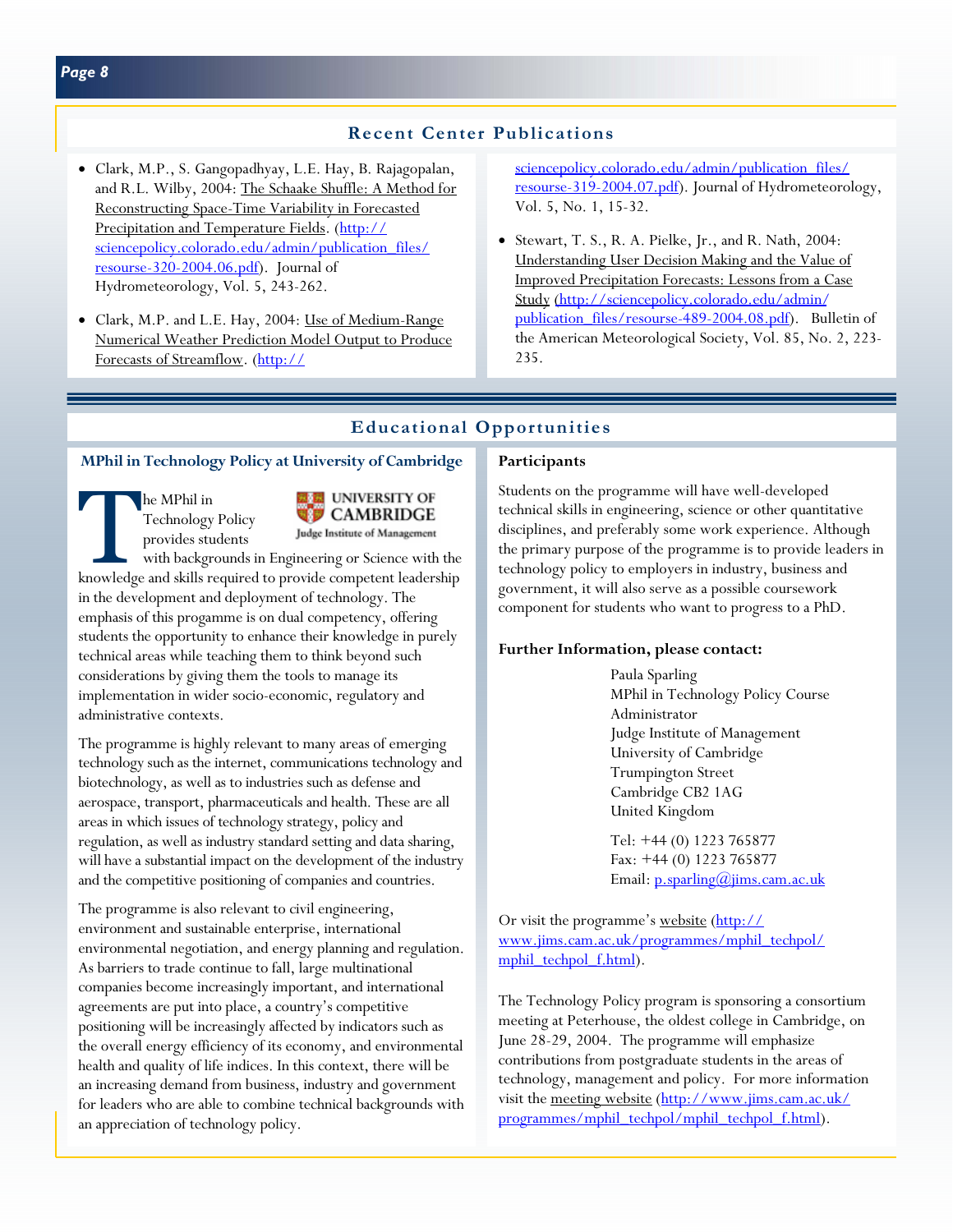## Recent Center Publications

- Clark, M.P., S. Gangopadhyay, L.E. Hay, B. Rajagopalan, and R.L. Wilby, 2004: The Schaake Shuffle: A Method for Reconstructing Space-Time Variability in Forecasted Precipitation and Temperature Fields. (http://sciencepolicy.colorado.edu/admin/publication_files/resourse-320-2004.06.pdf). Journal of Hydrometeorology, Vol. 5, 243-262.
- Clark, M.P. and L.E. Hay, 2004: Use of Medium-Range Numerical Weather Prediction Model Output to Produce Forecasts of Streamflow. (http://sciencepolicy.colorado.edu/admin/publication_files/resource-319-2004.07.pdf). Journal of Hydrometeorology, Vol. 5, No. 1, 15-32.
- Stewart, T. S., R. A. Pielke, Jr., and R. Nath, 2004: Understanding User Decision Making and the Value of Improved Precipitation Forecasts: Lessons from a Case Study (http://sciencepolicy.colorado.edu/admin/publication_files/resource-489-2004.08.pdf). Bulletin of the American Meteorological Society, Vol. 85, No. 2, 223-235.

## Educational Opportunities

### MPhil in Technology Policy at University of Cambridge

UNIVERSITY OF CAMBRIDGE
Judge Institute of Management

The MPhil in Technology Policy provides students with backgrounds in Engineering or Science with the knowledge and skills required to provide competent leadership in the development and deployment of technology. The emphasis of this progamme is on dual competency, offering students the opportunity to enhance their knowledge in purely technical areas while teaching them to think beyond such considerations by giving them the tools to manage its implementation in wider socio-economic, regulatory and administrative contexts.

The programme is highly relevant to many areas of emerging technology such as the internet, communications technology and biotechnology, as well as to industries such as defense and aerospace, transport, pharmaceuticals and health. These are all areas in which issues of technology strategy, policy and regulation, as well as industry standard setting and data sharing, will have a substantial impact on the development of the industry and the competitive positioning of companies and countries.

The programme is also relevant to civil engineering, environment and sustainable enterprise, international environmental negotiation, and energy planning and regulation. As barriers to trade continue to fall, large multinational companies become increasingly important, and international agreements are put into place, a country's competitive positioning will be increasingly affected by indicators such as the overall energy efficiency of its economy, and environmental health and quality of life indices. In this context, there will be an increasing demand from business, industry and government for leaders who are able to combine technical backgrounds with an appreciation of technology policy.

**Participants**

Students on the programme will have well-developed technical skills in engineering, science or other quantitative disciplines, and preferably some work experience. Although the primary purpose of the programme is to provide leaders in technology policy to employers in industry, business and government, it will also serve as a possible coursework component for students who want to progress to a PhD.

**Further Information, please contact:**

Paula Sparling
MPhil in Technology Policy Course Administrator
Judge Institute of Management
University of Cambridge
Trumpington Street
Cambridge CB2 1AG
United Kingdom

Tel: +44 (0) 1223 765877
Fax: +44 (0) 1223 765877
Email: p.sparling@jims.cam.ac.uk

Or visit the programme's website (http://www.jims.cam.ac.uk/programmes/mphil_techpol/mphil_techpol_f.html).

The Technology Policy program is sponsoring a consortium meeting at Peterhouse, the oldest college in Cambridge, on June 28-29, 2004. The programme will emphasize contributions from postgraduate students in the areas of technology, management and policy. For more information visit the meeting website (http://www.jims.cam.ac.uk/programmes/mphil_techpol/mphil_techpol_f.html).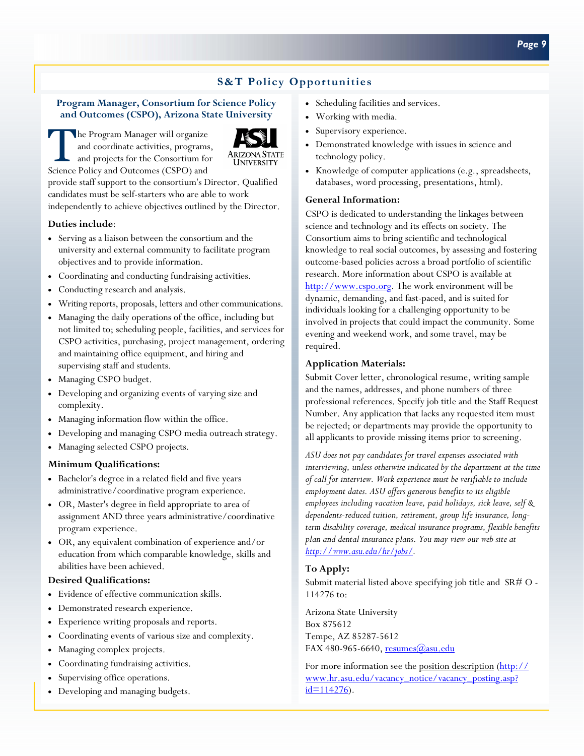## S&T Policy Opportunities

### Program Manager, Consortium for Science Policy and Outcomes (CSPO), Arizona State University

The Program Manager will organize and coordinate activities, programs, and projects for the Consortium for Science Policy and Outcomes (CSPO) and provide staff support to the consortium's Director. Qualified candidates must be self-starters who are able to work independently to achieve objectives outlined by the Director.

**Duties include**:

- Serving as a liaison between the consortium and the university and external community to facilitate program objectives and to provide information.
- Coordinating and conducting fundraising activities.
- Conducting research and analysis.
- Writing reports, proposals, letters and other communications.
- Managing the daily operations of the office, including but not limited to; scheduling people, facilities, and services for CSPO activities, purchasing, project management, ordering and maintaining office equipment, and hiring and supervising staff and students.
- Managing CSPO budget.
- Developing and organizing events of varying size and complexity.
- Managing information flow within the office.
- Developing and managing CSPO media outreach strategy.
- Managing selected CSPO projects.

**Minimum Qualifications:**

- Bachelor's degree in a related field and five years administrative/coordinative program experience.
- OR, Master's degree in field appropriate to area of assignment AND three years administrative/coordinative program experience.
- OR, any equivalent combination of experience and/or education from which comparable knowledge, skills and abilities have been achieved.

**Desired Qualifications:**

- Evidence of effective communication skills.
- Demonstrated research experience.
- Experience writing proposals and reports.
- Coordinating events of various size and complexity.
- Managing complex projects.
- Coordinating fundraising activities.
- Supervising office operations.
- Developing and managing budgets.
- Scheduling facilities and services.
- Working with media.
- Supervisory experience.
- Demonstrated knowledge with issues in science and technology policy.
- Knowledge of computer applications (e.g., spreadsheets, databases, word processing, presentations, html).

**General Information:**

CSPO is dedicated to understanding the linkages between science and technology and its effects on society. The Consortium aims to bring scientific and technological knowledge to real social outcomes, by assessing and fostering outcome-based policies across a broad portfolio of scientific research. More information about CSPO is available at http://www.cspo.org. The work environment will be dynamic, demanding, and fast-paced, and is suited for individuals looking for a challenging opportunity to be involved in projects that could impact the community. Some evening and weekend work, and some travel, may be required.

**Application Materials:**

Submit Cover letter, chronological resume, writing sample and the names, addresses, and phone numbers of three professional references. Specify job title and the Staff Request Number. Any application that lacks any requested item must be rejected; or departments may provide the opportunity to all applicants to provide missing items prior to screening.

*ASU does not pay candidates for travel expenses associated with interviewing, unless otherwise indicated by the department at the time of call for interview. Work experience must be verifiable to include employment dates. ASU offers generous benefits to its eligible employees including vacation leave, paid holidays, sick leave, self & dependents-reduced tuition, retirement, group life insurance, long-term disability coverage, medical insurance programs, flexible benefits plan and dental insurance plans. You may view our web site at http://www.asu.edu/hr/jobs/.*

**To Apply:**

Submit material listed above specifying job title and SR# O - 114276 to:

Arizona State University
Box 875612
Tempe, AZ 85287-5612
FAX 480-965-6640, resumes@asu.edu

For more information see the position description (http://www.hr.asu.edu/vacancy_notice/vacancy_posting.asp?id=114276).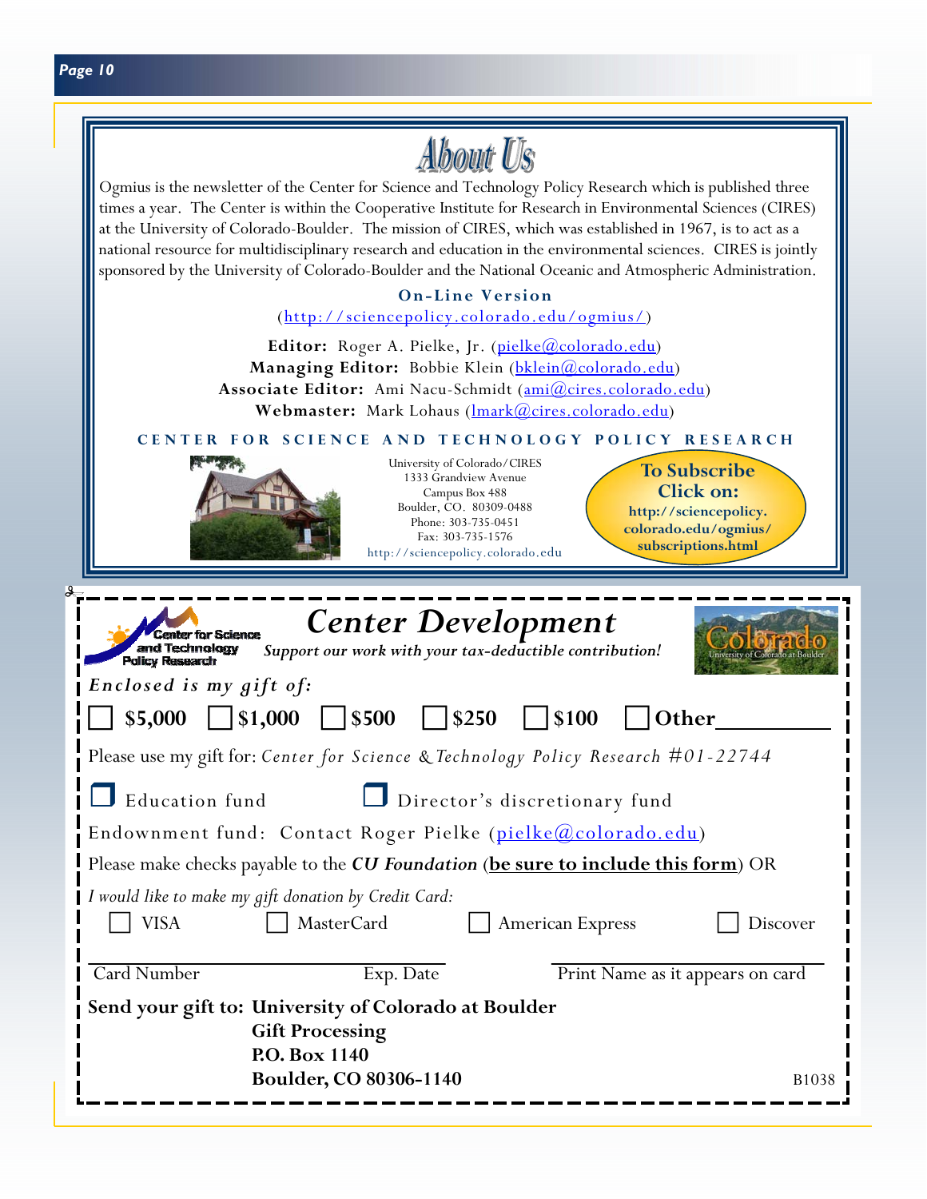# About Us

Ogmius is the newsletter of the Center for Science and Technology Policy Research which is published three times a year. The Center is within the Cooperative Institute for Research in Environmental Sciences (CIRES) at the University of Colorado-Boulder. The mission of CIRES, which was established in 1967, is to act as a national resource for multidisciplinary research and education in the environmental sciences. CIRES is jointly sponsored by the University of Colorado-Boulder and the National Oceanic and Atmospheric Administration.

**On-Line Version**

(http://sciencepolicy.colorado.edu/ogmius/)

**Editor:** Roger A. Pielke, Jr. (pielke@colorado.edu)
**Managing Editor:** Bobbie Klein (bklein@colorado.edu)
**Associate Editor:** Ami Nacu-Schmidt (ami@cires.colorado.edu)
**Webmaster:** Mark Lohaus (lmark@cires.colorado.edu)

**CENTER FOR SCIENCE AND TECHNOLOGY POLICY RESEARCH**

University of Colorado/CIRES
1333 Grandview Avenue
Campus Box 488
Boulder, CO. 80309-0488
Phone: 303-735-0451
Fax: 303-735-1576
http://sciencepolicy.colorado.edu

**To Subscribe Click on:**
**http://sciencepolicy.colorado.edu/ogmius/subscriptions.html**

---

Center for Science and Technology Policy Research

# *Center Development*

*Support our work with your tax-deductible contribution!*

Colorado — University of Colorado at Boulder

*Enclosed is my gift of:*

☐ **$5,000** ☐ **$1,000** ☐ **$500** ☐ **$250** ☐ **$100** ☐ **Other**\_\_\_\_\_\_\_\_\_

Please use my gift for: *Center for Science & Technology Policy Research #01-22744*

☐ Education fund ☐ Director's discretionary fund

Endownment fund: Contact Roger Pielke (pielke@colorado.edu)

Please make checks payable to the ***CU Foundation*** (**be sure to include this form**) OR

*I would like to make my gift donation by Credit Card:*

☐ VISA ☐ MasterCard ☐ American Express ☐ Discover

\_\_\_\_\_\_\_\_\_\_\_\_\_\_\_\_\_\_\_\_\_\_\_\_\_\_\_\_\_\_ \_\_\_\_\_\_\_\_\_\_\_\_\_\_\_\_\_\_\_\_\_\_\_\_\_\_\_\_\_\_
Card Number Exp. Date Print Name as it appears on card

**Send your gift to: University of Colorado at Boulder**
**Gift Processing**
**P.O. Box 1140**
**Boulder, CO 80306-1140**

B1038